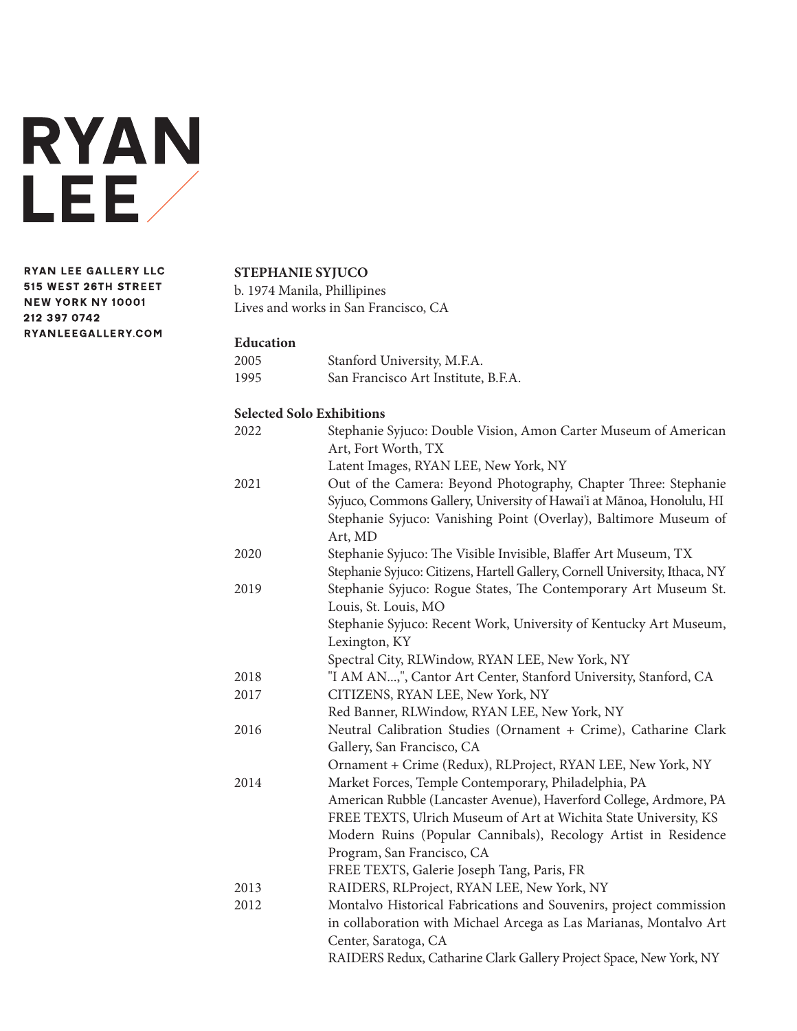# RYAN LEE

RYAN LEE GALLERY LLC
515 WEST 26TH STREET
NEW YORK NY 10001
212 397 0742
RYANLEEGALLERY.COM

## STEPHANIE SYJUCO

b. 1974 Manila, Phillipines
Lives and works in San Francisco, CA

### Education

| | |
|---|---|
| 2005 | Stanford University, M.F.A. |
| 1995 | San Francisco Art Institute, B.F.A. |

### Selected Solo Exhibitions

| | |
|---|---|
| 2022 | Stephanie Syjuco: Double Vision, Amon Carter Museum of American Art, Fort Worth, TX |
| | Latent Images, RYAN LEE, New York, NY |
| 2021 | Out of the Camera: Beyond Photography, Chapter Three: Stephanie Syjuco, Commons Gallery, University of Hawai'i at Mānoa, Honolulu, HI |
| | Stephanie Syjuco: Vanishing Point (Overlay), Baltimore Museum of Art, MD |
| 2020 | Stephanie Syjuco: The Visible Invisible, Blaffer Art Museum, TX |
| | Stephanie Syjuco: Citizens, Hartell Gallery, Cornell University, Ithaca, NY |
| 2019 | Stephanie Syjuco: Rogue States, The Contemporary Art Museum St. Louis, St. Louis, MO |
| | Stephanie Syjuco: Recent Work, University of Kentucky Art Museum, Lexington, KY |
| | Spectral City, RLWindow, RYAN LEE, New York, NY |
| 2018 | "I AM AN...", Cantor Art Center, Stanford University, Stanford, CA |
| 2017 | CITIZENS, RYAN LEE, New York, NY |
| | Red Banner, RLWindow, RYAN LEE, New York, NY |
| 2016 | Neutral Calibration Studies (Ornament + Crime), Catharine Clark Gallery, San Francisco, CA |
| | Ornament + Crime (Redux), RLProject, RYAN LEE, New York, NY |
| 2014 | Market Forces, Temple Contemporary, Philadelphia, PA |
| | American Rubble (Lancaster Avenue), Haverford College, Ardmore, PA |
| | FREE TEXTS, Ulrich Museum of Art at Wichita State University, KS |
| | Modern Ruins (Popular Cannibals), Recology Artist in Residence Program, San Francisco, CA |
| | FREE TEXTS, Galerie Joseph Tang, Paris, FR |
| 2013 | RAIDERS, RLProject, RYAN LEE, New York, NY |
| 2012 | Montalvo Historical Fabrications and Souvenirs, project commission in collaboration with Michael Arcega as Las Marianas, Montalvo Art Center, Saratoga, CA |
| | RAIDERS Redux, Catharine Clark Gallery Project Space, New York, NY |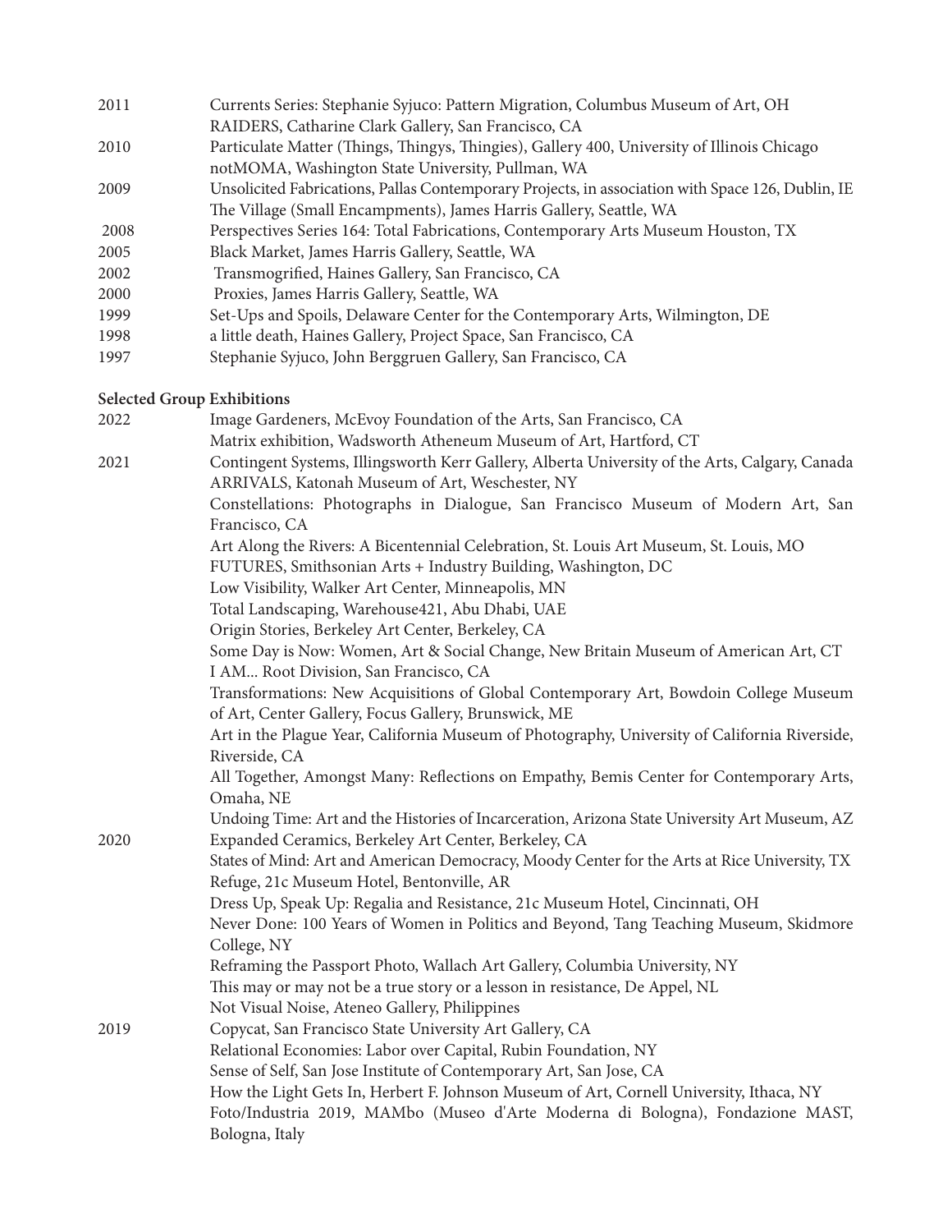2011 Currents Series: Stephanie Syjuco: Pattern Migration, Columbus Museum of Art, OH
RAIDERS, Catharine Clark Gallery, San Francisco, CA

2010 Particulate Matter (Things, Thingys, Thingies), Gallery 400, University of Illinois Chicago
notMOMA, Washington State University, Pullman, WA

2009 Unsolicited Fabrications, Pallas Contemporary Projects, in association with Space 126, Dublin, IE
The Village (Small Encampments), James Harris Gallery, Seattle, WA

2008 Perspectives Series 164: Total Fabrications, Contemporary Arts Museum Houston, TX

2005 Black Market, James Harris Gallery, Seattle, WA

2002 Transmogrified, Haines Gallery, San Francisco, CA

2000 Proxies, James Harris Gallery, Seattle, WA

1999 Set-Ups and Spoils, Delaware Center for the Contemporary Arts, Wilmington, DE

1998 a little death, Haines Gallery, Project Space, San Francisco, CA

1997 Stephanie Syjuco, John Berggruen Gallery, San Francisco, CA

**Selected Group Exhibitions**

2022 Image Gardeners, McEvoy Foundation of the Arts, San Francisco, CA
Matrix exhibition, Wadsworth Atheneum Museum of Art, Hartford, CT

2021 Contingent Systems, Illingsworth Kerr Gallery, Alberta University of the Arts, Calgary, Canada
ARRIVALS, Katonah Museum of Art, Weschester, NY
Constellations: Photographs in Dialogue, San Francisco Museum of Modern Art, San Francisco, CA
Art Along the Rivers: A Bicentennial Celebration, St. Louis Art Museum, St. Louis, MO
FUTURES, Smithsonian Arts + Industry Building, Washington, DC
Low Visibility, Walker Art Center, Minneapolis, MN
Total Landscaping, Warehouse421, Abu Dhabi, UAE
Origin Stories, Berkeley Art Center, Berkeley, CA
Some Day is Now: Women, Art & Social Change, New Britain Museum of American Art, CT
I AM... Root Division, San Francisco, CA
Transformations: New Acquisitions of Global Contemporary Art, Bowdoin College Museum of Art, Center Gallery, Focus Gallery, Brunswick, ME
Art in the Plague Year, California Museum of Photography, University of California Riverside, Riverside, CA
All Together, Amongst Many: Reflections on Empathy, Bemis Center for Contemporary Arts, Omaha, NE
Undoing Time: Art and the Histories of Incarceration, Arizona State University Art Museum, AZ

2020 Expanded Ceramics, Berkeley Art Center, Berkeley, CA
States of Mind: Art and American Democracy, Moody Center for the Arts at Rice University, TX
Refuge, 21c Museum Hotel, Bentonville, AR
Dress Up, Speak Up: Regalia and Resistance, 21c Museum Hotel, Cincinnati, OH
Never Done: 100 Years of Women in Politics and Beyond, Tang Teaching Museum, Skidmore College, NY
Reframing the Passport Photo, Wallach Art Gallery, Columbia University, NY
This may or may not be a true story or a lesson in resistance, De Appel, NL
Not Visual Noise, Ateneo Gallery, Philippines

2019 Copycat, San Francisco State University Art Gallery, CA
Relational Economies: Labor over Capital, Rubin Foundation, NY
Sense of Self, San Jose Institute of Contemporary Art, San Jose, CA
How the Light Gets In, Herbert F. Johnson Museum of Art, Cornell University, Ithaca, NY
Foto/Industria 2019, MAMbo (Museo d'Arte Moderna di Bologna), Fondazione MAST, Bologna, Italy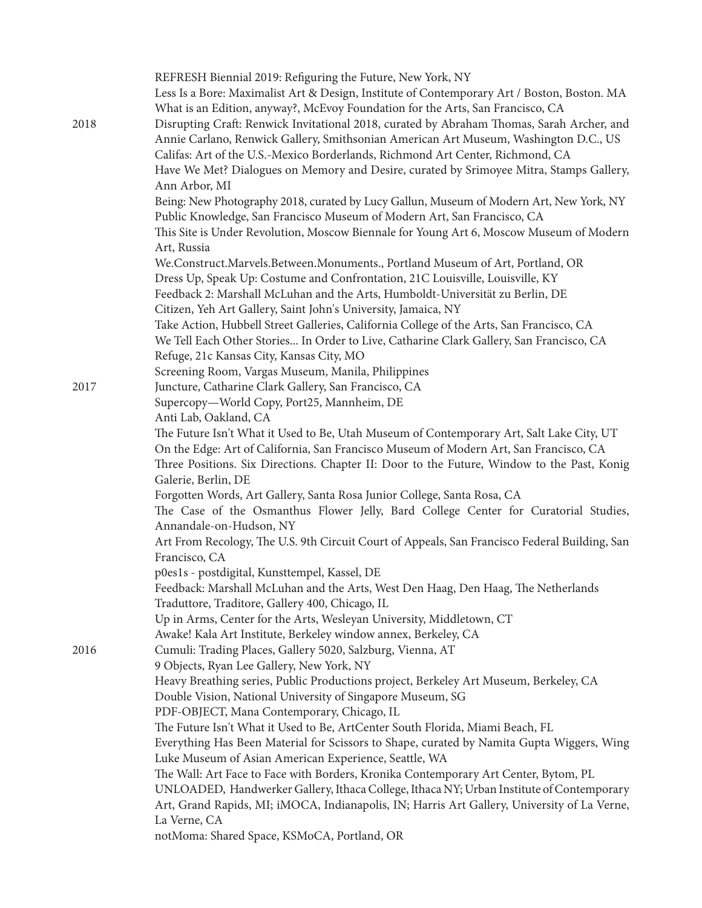REFRESH Biennial 2019: Refiguring the Future, New York, NY
Less Is a Bore: Maximalist Art & Design, Institute of Contemporary Art / Boston, Boston. MA
What is an Edition, anyway?, McEvoy Foundation for the Arts, San Francisco, CA

2018
Disrupting Craft: Renwick Invitational 2018, curated by Abraham Thomas, Sarah Archer, and Annie Carlano, Renwick Gallery, Smithsonian American Art Museum, Washington D.C., US
Califas: Art of the U.S.-Mexico Borderlands, Richmond Art Center, Richmond, CA
Have We Met? Dialogues on Memory and Desire, curated by Srimoyee Mitra, Stamps Gallery, Ann Arbor, MI
Being: New Photography 2018, curated by Lucy Gallun, Museum of Modern Art, New York, NY
Public Knowledge, San Francisco Museum of Modern Art, San Francisco, CA
This Site is Under Revolution, Moscow Biennale for Young Art 6, Moscow Museum of Modern Art, Russia
We.Construct.Marvels.Between.Monuments., Portland Museum of Art, Portland, OR
Dress Up, Speak Up: Costume and Confrontation, 21C Louisville, Louisville, KY
Feedback 2: Marshall McLuhan and the Arts, Humboldt-Universität zu Berlin, DE
Citizen, Yeh Art Gallery, Saint John's University, Jamaica, NY
Take Action, Hubbell Street Galleries, California College of the Arts, San Francisco, CA
We Tell Each Other Stories... In Order to Live, Catharine Clark Gallery, San Francisco, CA
Refuge, 21c Kansas City, Kansas City, MO
Screening Room, Vargas Museum, Manila, Philippines

2017
Juncture, Catharine Clark Gallery, San Francisco, CA
Supercopy—World Copy, Port25, Mannheim, DE
Anti Lab, Oakland, CA
The Future Isn't What it Used to Be, Utah Museum of Contemporary Art, Salt Lake City, UT
On the Edge: Art of California, San Francisco Museum of Modern Art, San Francisco, CA
Three Positions. Six Directions. Chapter II: Door to the Future, Window to the Past, Konig Galerie, Berlin, DE
Forgotten Words, Art Gallery, Santa Rosa Junior College, Santa Rosa, CA
The Case of the Osmanthus Flower Jelly, Bard College Center for Curatorial Studies, Annandale-on-Hudson, NY
Art From Recology, The U.S. 9th Circuit Court of Appeals, San Francisco Federal Building, San Francisco, CA
p0es1s - postdigital, Kunsttempel, Kassel, DE
Feedback: Marshall McLuhan and the Arts, West Den Haag, Den Haag, The Netherlands
Traduttore, Traditore, Gallery 400, Chicago, IL
Up in Arms, Center for the Arts, Wesleyan University, Middletown, CT
Awake! Kala Art Institute, Berkeley window annex, Berkeley, CA

2016
Cumuli: Trading Places, Gallery 5020, Salzburg, Vienna, AT
9 Objects, Ryan Lee Gallery, New York, NY
Heavy Breathing series, Public Productions project, Berkeley Art Museum, Berkeley, CA
Double Vision, National University of Singapore Museum, SG
PDF-OBJECT, Mana Contemporary, Chicago, IL
The Future Isn't What it Used to Be, ArtCenter South Florida, Miami Beach, FL
Everything Has Been Material for Scissors to Shape, curated by Namita Gupta Wiggers, Wing Luke Museum of Asian American Experience, Seattle, WA
The Wall: Art Face to Face with Borders, Kronika Contemporary Art Center, Bytom, PL
UNLOADED, Handwerker Gallery, Ithaca College, Ithaca NY; Urban Institute of Contemporary Art, Grand Rapids, MI; iMOCA, Indianapolis, IN; Harris Art Gallery, University of La Verne, La Verne, CA
notMoma: Shared Space, KSMoCA, Portland, OR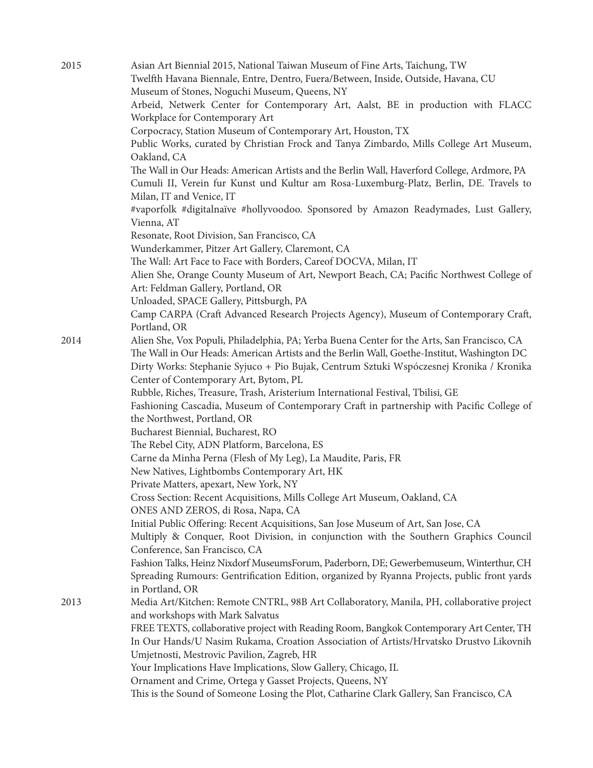2015

Asian Art Biennial 2015, National Taiwan Museum of Fine Arts, Taichung, TW
Twelfth Havana Biennale, Entre, Dentro, Fuera/Between, Inside, Outside, Havana, CU
Museum of Stones, Noguchi Museum, Queens, NY
Arbeid, Netwerk Center for Contemporary Art, Aalst, BE in production with FLACC Workplace for Contemporary Art
Corpocracy, Station Museum of Contemporary Art, Houston, TX
Public Works, curated by Christian Frock and Tanya Zimbardo, Mills College Art Museum, Oakland, CA
The Wall in Our Heads: American Artists and the Berlin Wall, Haverford College, Ardmore, PA
Cumuli II, Verein fur Kunst und Kultur am Rosa-Luxemburg-Platz, Berlin, DE. Travels to Milan, IT and Venice, IT
#vaporfolk #digitalnaïve #hollyvoodoo. Sponsored by Amazon Readymades, Lust Gallery, Vienna, AT
Resonate, Root Division, San Francisco, CA
Wunderkammer, Pitzer Art Gallery, Claremont, CA
The Wall: Art Face to Face with Borders, Careof DOCVA, Milan, IT
Alien She, Orange County Museum of Art, Newport Beach, CA; Pacific Northwest College of Art: Feldman Gallery, Portland, OR
Unloaded, SPACE Gallery, Pittsburgh, PA
Camp CARPA (Craft Advanced Research Projects Agency), Museum of Contemporary Craft, Portland, OR

2014

Alien She, Vox Populi, Philadelphia, PA; Yerba Buena Center for the Arts, San Francisco, CA
The Wall in Our Heads: American Artists and the Berlin Wall, Goethe-Institut, Washington DC
Dirty Works: Stephanie Syjuco + Pio Bujak, Centrum Sztuki Wspóczesnej Kronika / Kronika Center of Contemporary Art, Bytom, PL
Rubble, Riches, Treasure, Trash, Aristerium International Festival, Tbilisi, GE
Fashioning Cascadia, Museum of Contemporary Craft in partnership with Pacific College of the Northwest, Portland, OR
Bucharest Biennial, Bucharest, RO
The Rebel City, ADN Platform, Barcelona, ES
Carne da Minha Perna (Flesh of My Leg), La Maudite, Paris, FR
New Natives, Lightbombs Contemporary Art, HK
Private Matters, apexart, New York, NY
Cross Section: Recent Acquisitions, Mills College Art Museum, Oakland, CA
ONES AND ZEROS, di Rosa, Napa, CA
Initial Public Offering: Recent Acquisitions, San Jose Museum of Art, San Jose, CA
Multiply & Conquer, Root Division, in conjunction with the Southern Graphics Council Conference, San Francisco, CA
Fashion Talks, Heinz Nixdorf MuseumsForum, Paderborn, DE; Gewerbemuseum, Winterthur, CH
Spreading Rumours: Gentrification Edition, organized by Ryanna Projects, public front yards in Portland, OR

2013

Media Art/Kitchen: Remote CNTRL, 98B Art Collaboratory, Manila, PH, collaborative project and workshops with Mark Salvatus
FREE TEXTS, collaborative project with Reading Room, Bangkok Contemporary Art Center, TH
In Our Hands/U Nasim Rukama, Croation Association of Artists/Hrvatsko Drustvo Likovnih Umjetnosti, Mestrovic Pavilion, Zagreb, HR
Your Implications Have Implications, Slow Gallery, Chicago, IL
Ornament and Crime, Ortega y Gasset Projects, Queens, NY
This is the Sound of Someone Losing the Plot, Catharine Clark Gallery, San Francisco, CA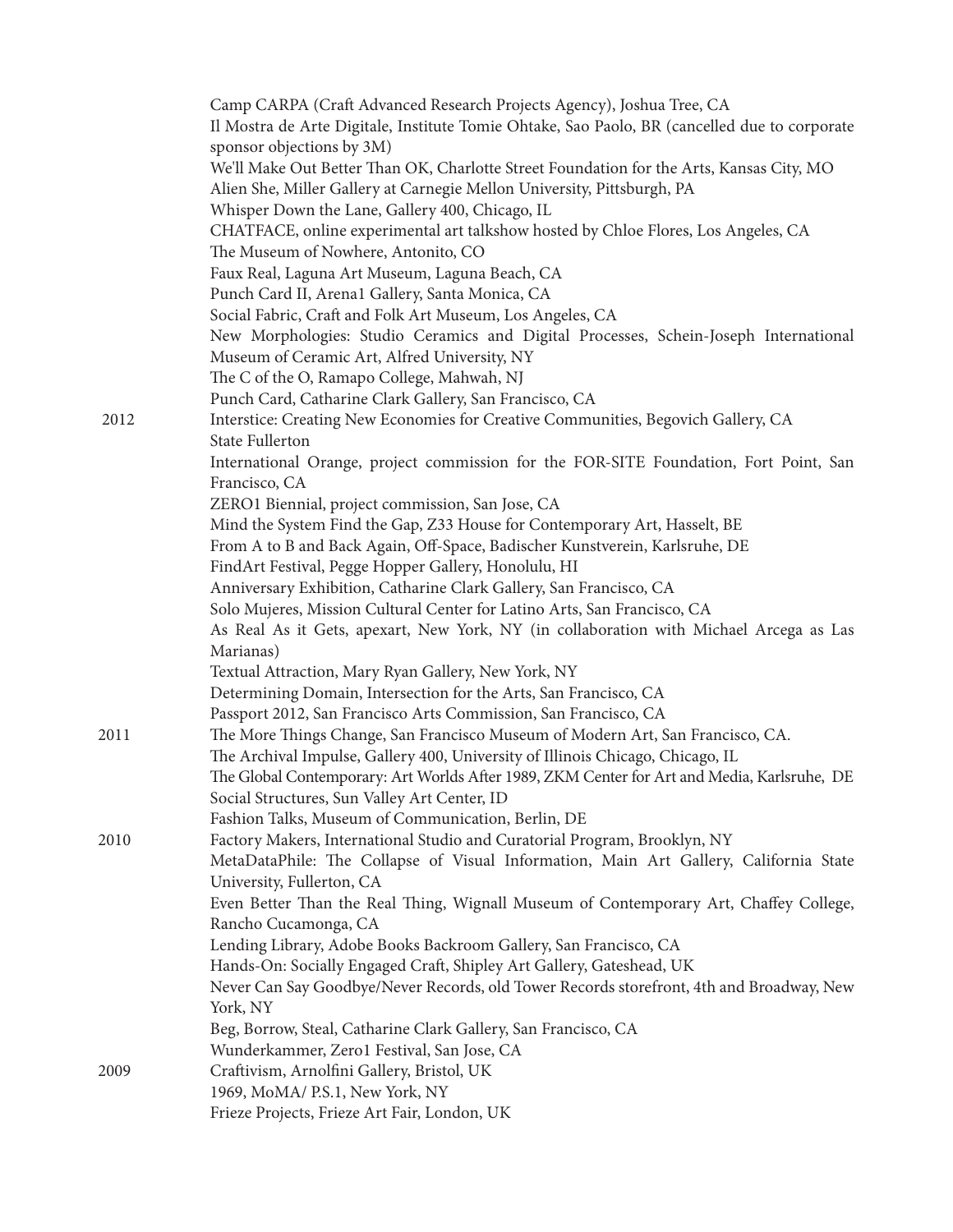Camp CARPA (Craft Advanced Research Projects Agency), Joshua Tree, CA
Il Mostra de Arte Digitale, Institute Tomie Ohtake, Sao Paolo, BR (cancelled due to corporate sponsor objections by 3M)
We'll Make Out Better Than OK, Charlotte Street Foundation for the Arts, Kansas City, MO
Alien She, Miller Gallery at Carnegie Mellon University, Pittsburgh, PA
Whisper Down the Lane, Gallery 400, Chicago, IL
CHATFACE, online experimental art talkshow hosted by Chloe Flores, Los Angeles, CA
The Museum of Nowhere, Antonito, CO
Faux Real, Laguna Art Museum, Laguna Beach, CA
Punch Card II, Arena1 Gallery, Santa Monica, CA
Social Fabric, Craft and Folk Art Museum, Los Angeles, CA
New Morphologies: Studio Ceramics and Digital Processes, Schein-Joseph International Museum of Ceramic Art, Alfred University, NY
The C of the O, Ramapo College, Mahwah, NJ
Punch Card, Catharine Clark Gallery, San Francisco, CA

2012
Interstice: Creating New Economies for Creative Communities, Begovich Gallery, CA State Fullerton
International Orange, project commission for the FOR-SITE Foundation, Fort Point, San Francisco, CA
ZERO1 Biennial, project commission, San Jose, CA
Mind the System Find the Gap, Z33 House for Contemporary Art, Hasselt, BE
From A to B and Back Again, Off-Space, Badischer Kunstverein, Karlsruhe, DE
FindArt Festival, Pegge Hopper Gallery, Honolulu, HI
Anniversary Exhibition, Catharine Clark Gallery, San Francisco, CA
Solo Mujeres, Mission Cultural Center for Latino Arts, San Francisco, CA
As Real As it Gets, apexart, New York, NY (in collaboration with Michael Arcega as Las Marianas)
Textual Attraction, Mary Ryan Gallery, New York, NY
Determining Domain, Intersection for the Arts, San Francisco, CA
Passport 2012, San Francisco Arts Commission, San Francisco, CA

2011
The More Things Change, San Francisco Museum of Modern Art, San Francisco, CA.
The Archival Impulse, Gallery 400, University of Illinois Chicago, Chicago, IL
The Global Contemporary: Art Worlds After 1989, ZKM Center for Art and Media, Karlsruhe, DE
Social Structures, Sun Valley Art Center, ID
Fashion Talks, Museum of Communication, Berlin, DE

2010
Factory Makers, International Studio and Curatorial Program, Brooklyn, NY
MetaDataPhile: The Collapse of Visual Information, Main Art Gallery, California State University, Fullerton, CA
Even Better Than the Real Thing, Wignall Museum of Contemporary Art, Chaffey College, Rancho Cucamonga, CA
Lending Library, Adobe Books Backroom Gallery, San Francisco, CA
Hands-On: Socially Engaged Craft, Shipley Art Gallery, Gateshead, UK
Never Can Say Goodbye/Never Records, old Tower Records storefront, 4th and Broadway, New York, NY
Beg, Borrow, Steal, Catharine Clark Gallery, San Francisco, CA
Wunderkammer, Zero1 Festival, San Jose, CA

2009
Craftivism, Arnolfini Gallery, Bristol, UK
1969, MoMA/ P.S.1, New York, NY
Frieze Projects, Frieze Art Fair, London, UK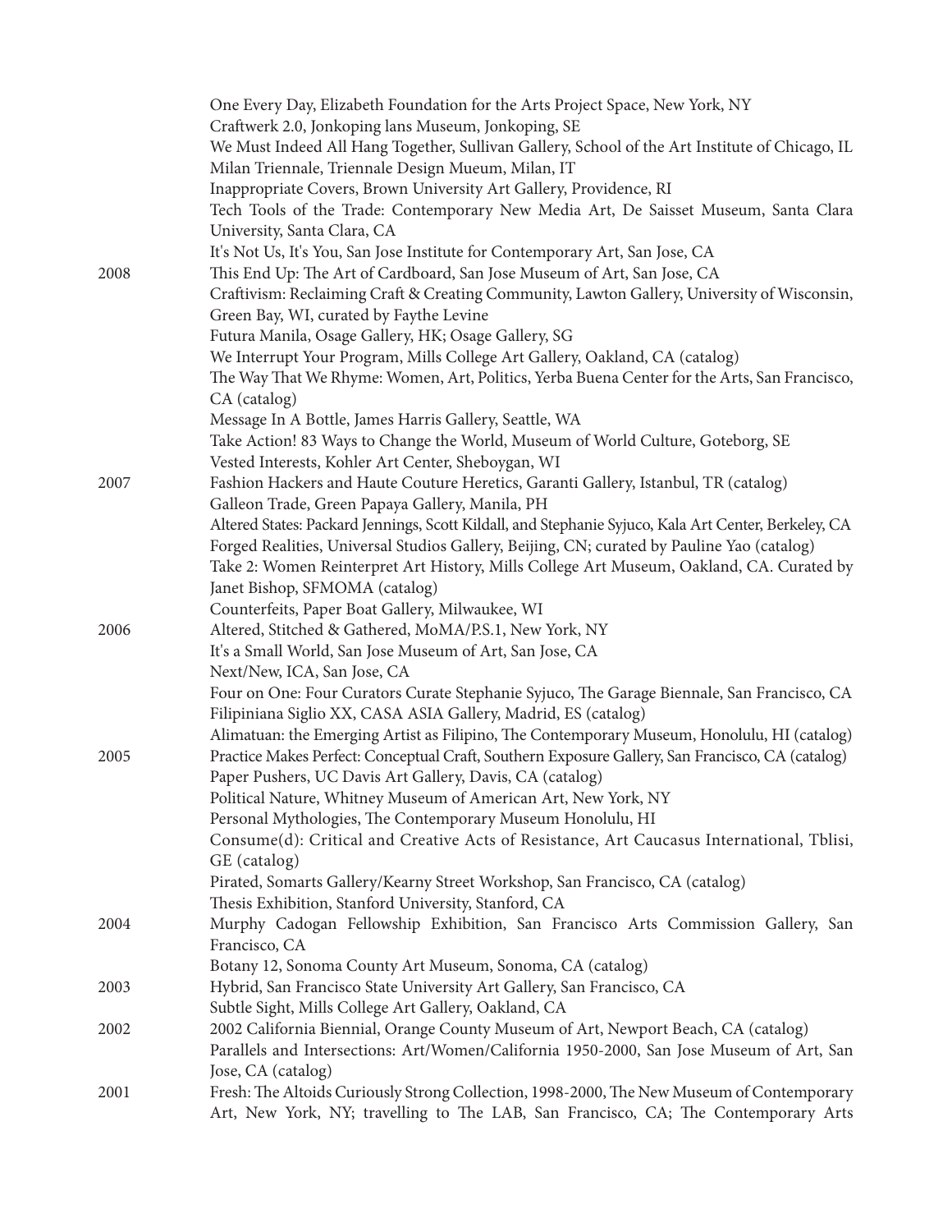One Every Day, Elizabeth Foundation for the Arts Project Space, New York, NY
Craftwerk 2.0, Jonkoping lans Museum, Jonkoping, SE
We Must Indeed All Hang Together, Sullivan Gallery, School of the Art Institute of Chicago, IL
Milan Triennale, Triennale Design Mueum, Milan, IT
Inappropriate Covers, Brown University Art Gallery, Providence, RI
Tech Tools of the Trade: Contemporary New Media Art, De Saisset Museum, Santa Clara University, Santa Clara, CA
It's Not Us, It's You, San Jose Institute for Contemporary Art, San Jose, CA

2008
This End Up: The Art of Cardboard, San Jose Museum of Art, San Jose, CA
Craftivism: Reclaiming Craft & Creating Community, Lawton Gallery, University of Wisconsin, Green Bay, WI, curated by Faythe Levine
Futura Manila, Osage Gallery, HK; Osage Gallery, SG
We Interrupt Your Program, Mills College Art Gallery, Oakland, CA (catalog)
The Way That We Rhyme: Women, Art, Politics, Yerba Buena Center for the Arts, San Francisco, CA (catalog)
Message In A Bottle, James Harris Gallery, Seattle, WA
Take Action! 83 Ways to Change the World, Museum of World Culture, Goteborg, SE
Vested Interests, Kohler Art Center, Sheboygan, WI

2007
Fashion Hackers and Haute Couture Heretics, Garanti Gallery, Istanbul, TR (catalog)
Galleon Trade, Green Papaya Gallery, Manila, PH
Altered States: Packard Jennings, Scott Kildall, and Stephanie Syjuco, Kala Art Center, Berkeley, CA
Forged Realities, Universal Studios Gallery, Beijing, CN; curated by Pauline Yao (catalog)
Take 2: Women Reinterpret Art History, Mills College Art Museum, Oakland, CA. Curated by Janet Bishop, SFMOMA (catalog)
Counterfeits, Paper Boat Gallery, Milwaukee, WI

2006
Altered, Stitched & Gathered, MoMA/P.S.1, New York, NY
It's a Small World, San Jose Museum of Art, San Jose, CA
Next/New, ICA, San Jose, CA
Four on One: Four Curators Curate Stephanie Syjuco, The Garage Biennale, San Francisco, CA
Filipiniana Siglio XX, CASA ASIA Gallery, Madrid, ES (catalog)
Alimatuan: the Emerging Artist as Filipino, The Contemporary Museum, Honolulu, HI (catalog)

2005
Practice Makes Perfect: Conceptual Craft, Southern Exposure Gallery, San Francisco, CA (catalog)
Paper Pushers, UC Davis Art Gallery, Davis, CA (catalog)
Political Nature, Whitney Museum of American Art, New York, NY
Personal Mythologies, The Contemporary Museum Honolulu, HI
Consume(d): Critical and Creative Acts of Resistance, Art Caucasus International, Tblisi, GE (catalog)
Pirated, Somarts Gallery/Kearny Street Workshop, San Francisco, CA (catalog)
Thesis Exhibition, Stanford University, Stanford, CA

2004
Murphy Cadogan Fellowship Exhibition, San Francisco Arts Commission Gallery, San Francisco, CA
Botany 12, Sonoma County Art Museum, Sonoma, CA (catalog)

2003
Hybrid, San Francisco State University Art Gallery, San Francisco, CA
Subtle Sight, Mills College Art Gallery, Oakland, CA

2002
2002 California Biennial, Orange County Museum of Art, Newport Beach, CA (catalog)
Parallels and Intersections: Art/Women/California 1950-2000, San Jose Museum of Art, San Jose, CA (catalog)

2001
Fresh: The Altoids Curiously Strong Collection, 1998-2000, The New Museum of Contemporary Art, New York, NY; travelling to The LAB, San Francisco, CA; The Contemporary Arts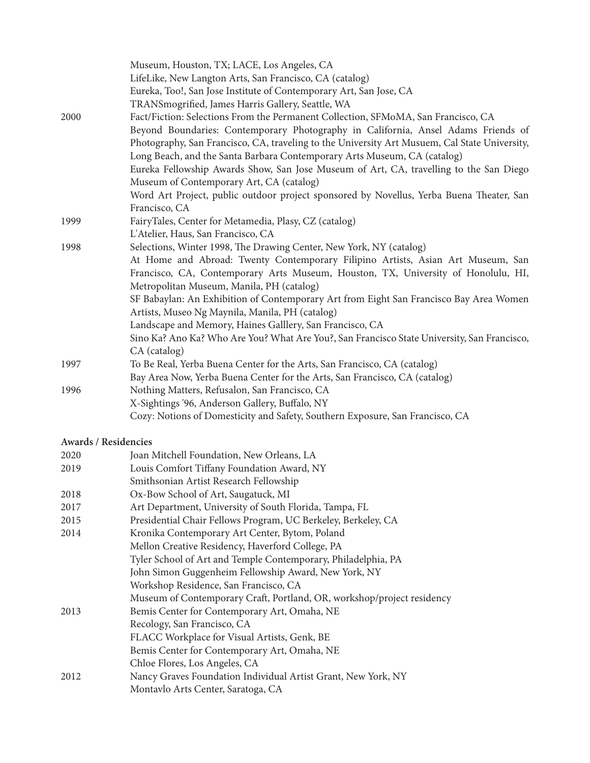| | |
|---|---|
| | Museum, Houston, TX; LACE, Los Angeles, CA |
| | LifeLike, New Langton Arts, San Francisco, CA (catalog) |
| | Eureka, Too!, San Jose Institute of Contemporary Art, San Jose, CA |
| | TRANSmogrified, James Harris Gallery, Seattle, WA |
| 2000 | Fact/Fiction: Selections From the Permanent Collection, SFMoMA, San Francisco, CA |
| | Beyond Boundaries: Contemporary Photography in California, Ansel Adams Friends of Photography, San Francisco, CA, traveling to the University Art Musuem, Cal State University, Long Beach, and the Santa Barbara Contemporary Arts Museum, CA (catalog) |
| | Eureka Fellowship Awards Show, San Jose Museum of Art, CA, travelling to the San Diego Museum of Contemporary Art, CA (catalog) |
| | Word Art Project, public outdoor project sponsored by Novellus, Yerba Buena Theater, San Francisco, CA |
| 1999 | FairyTales, Center for Metamedia, Plasy, CZ (catalog) |
| | L'Atelier, Haus, San Francisco, CA |
| 1998 | Selections, Winter 1998, The Drawing Center, New York, NY (catalog) |
| | At Home and Abroad: Twenty Contemporary Filipino Artists, Asian Art Museum, San Francisco, CA, Contemporary Arts Museum, Houston, TX, University of Honolulu, HI, Metropolitan Museum, Manila, PH (catalog) |
| | SF Babaylan: An Exhibition of Contemporary Art from Eight San Francisco Bay Area Women Artists, Museo Ng Maynila, Manila, PH (catalog) |
| | Landscape and Memory, Haines Galllery, San Francisco, CA |
| | Sino Ka? Ano Ka? Who Are You? What Are You?, San Francisco State University, San Francisco, CA (catalog) |
| 1997 | To Be Real, Yerba Buena Center for the Arts, San Francisco, CA (catalog) |
| | Bay Area Now, Yerba Buena Center for the Arts, San Francisco, CA (catalog) |
| 1996 | Nothing Matters, Refusalon, San Francisco, CA |
| | X-Sightings '96, Anderson Gallery, Buffalo, NY |
| | Cozy: Notions of Domesticity and Safety, Southern Exposure, San Francisco, CA |

**Awards / Residencies**

| | |
|---|---|
| 2020 | Joan Mitchell Foundation, New Orleans, LA |
| 2019 | Louis Comfort Tiffany Foundation Award, NY |
| | Smithsonian Artist Research Fellowship |
| 2018 | Ox-Bow School of Art, Saugatuck, MI |
| 2017 | Art Department, University of South Florida, Tampa, FL |
| 2015 | Presidential Chair Fellows Program, UC Berkeley, Berkeley, CA |
| 2014 | Kronika Contemporary Art Center, Bytom, Poland |
| | Mellon Creative Residency, Haverford College, PA |
| | Tyler School of Art and Temple Contemporary, Philadelphia, PA |
| | John Simon Guggenheim Fellowship Award, New York, NY |
| | Workshop Residence, San Francisco, CA |
| | Museum of Contemporary Craft, Portland, OR, workshop/project residency |
| 2013 | Bemis Center for Contemporary Art, Omaha, NE |
| | Recology, San Francisco, CA |
| | FLACC Workplace for Visual Artists, Genk, BE |
| | Bemis Center for Contemporary Art, Omaha, NE |
| | Chloe Flores, Los Angeles, CA |
| 2012 | Nancy Graves Foundation Individual Artist Grant, New York, NY |
| | Montavlo Arts Center, Saratoga, CA |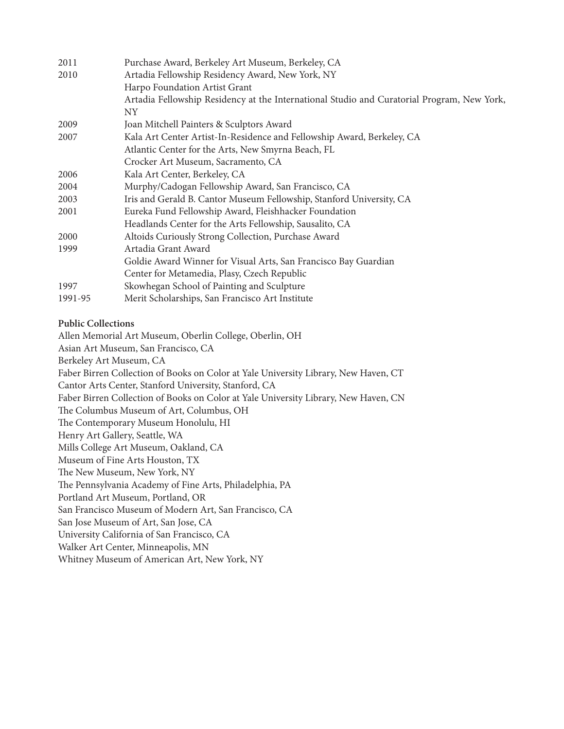| | |
|---|---|
| 2011 | Purchase Award, Berkeley Art Museum, Berkeley, CA |
| 2010 | Artadia Fellowship Residency Award, New York, NY |
| | Harpo Foundation Artist Grant |
| | Artadia Fellowship Residency at the International Studio and Curatorial Program, New York, NY |
| 2009 | Joan Mitchell Painters & Sculptors Award |
| 2007 | Kala Art Center Artist-In-Residence and Fellowship Award, Berkeley, CA |
| | Atlantic Center for the Arts, New Smyrna Beach, FL |
| | Crocker Art Museum, Sacramento, CA |
| 2006 | Kala Art Center, Berkeley, CA |
| 2004 | Murphy/Cadogan Fellowship Award, San Francisco, CA |
| 2003 | Iris and Gerald B. Cantor Museum Fellowship, Stanford University, CA |
| 2001 | Eureka Fund Fellowship Award, Fleishhacker Foundation |
| | Headlands Center for the Arts Fellowship, Sausalito, CA |
| 2000 | Altoids Curiously Strong Collection, Purchase Award |
| 1999 | Artadia Grant Award |
| | Goldie Award Winner for Visual Arts, San Francisco Bay Guardian |
| | Center for Metamedia, Plasy, Czech Republic |
| 1997 | Skowhegan School of Painting and Sculpture |
| 1991-95 | Merit Scholarships, San Francisco Art Institute |

**Public Collections**

Allen Memorial Art Museum, Oberlin College, Oberlin, OH
Asian Art Museum, San Francisco, CA
Berkeley Art Museum, CA
Faber Birren Collection of Books on Color at Yale University Library, New Haven, CT
Cantor Arts Center, Stanford University, Stanford, CA
Faber Birren Collection of Books on Color at Yale University Library, New Haven, CN
The Columbus Museum of Art, Columbus, OH
The Contemporary Museum Honolulu, HI
Henry Art Gallery, Seattle, WA
Mills College Art Museum, Oakland, CA
Museum of Fine Arts Houston, TX
The New Museum, New York, NY
The Pennsylvania Academy of Fine Arts, Philadelphia, PA
Portland Art Museum, Portland, OR
San Francisco Museum of Modern Art, San Francisco, CA
San Jose Museum of Art, San Jose, CA
University California of San Francisco, CA
Walker Art Center, Minneapolis, MN
Whitney Museum of American Art, New York, NY